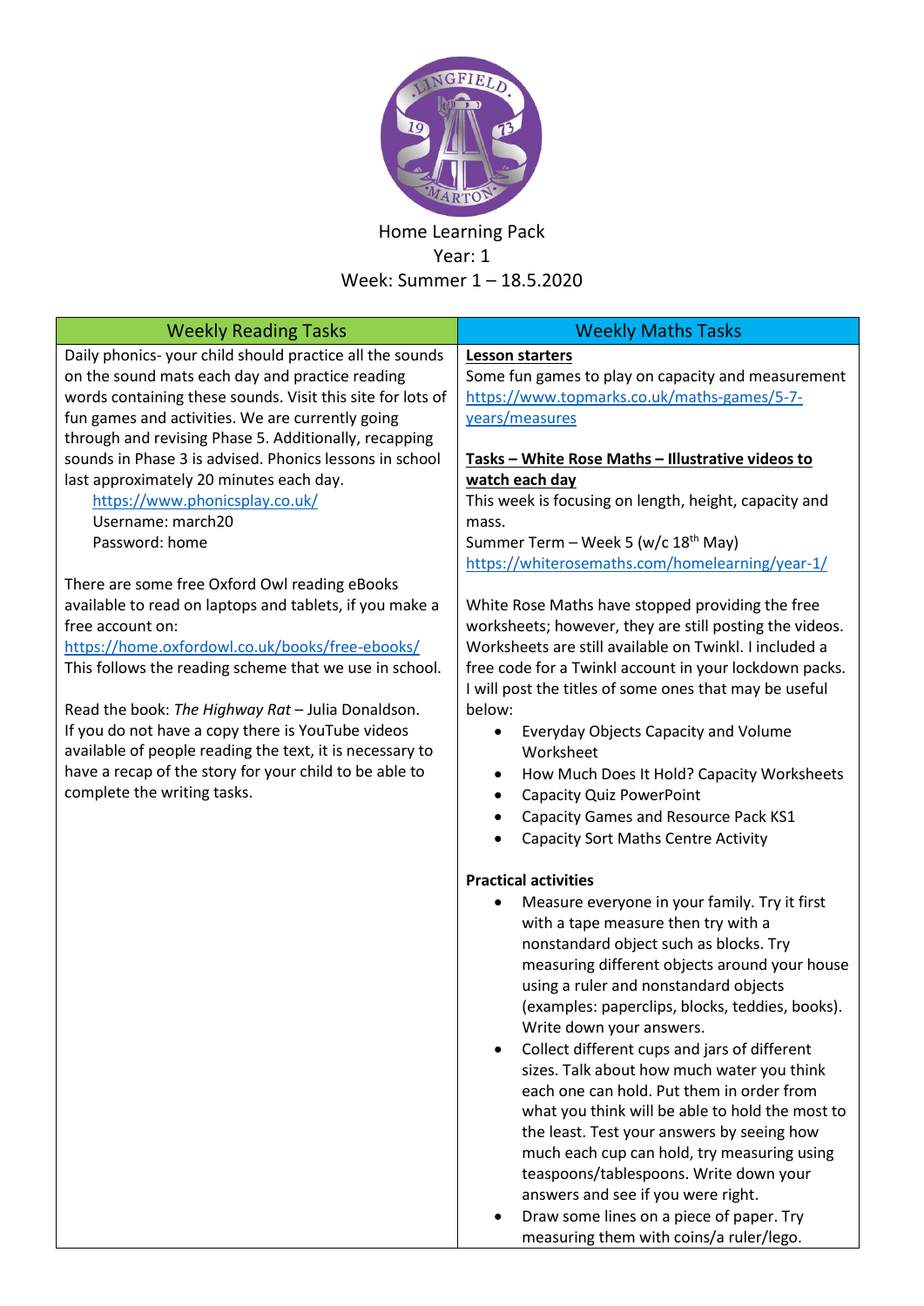Home Learning Pack
Year: 1
Week: Summer 1 – 18.5.2020

| Weekly Reading Tasks | Weekly Maths Tasks |
|---|---|
| Daily phonics- your child should practice all the sounds on the sound mats each day and practice reading words containing these sounds. Visit this site for lots of fun games and activities. We are currently going through and revising Phase 5. Additionally, recapping sounds in Phase 3 is advised. Phonics lessons in school last approximately 20 minutes each day.<br>https://www.phonicsplay.co.uk/<br>Username: march20<br>Password: home<br><br>There are some free Oxford Owl reading eBooks available to read on laptops and tablets, if you make a free account on:<br>https://home.oxfordowl.co.uk/books/free-ebooks/<br>This follows the reading scheme that we use in school.<br><br>Read the book: *The Highway Rat* – Julia Donaldson. If you do not have a copy there is YouTube videos available of people reading the text, it is necessary to have a recap of the story for your child to be able to complete the writing tasks. | **Lesson starters**<br>Some fun games to play on capacity and measurement<br>https://www.topmarks.co.uk/maths-games/5-7-years/measures<br><br>**Tasks – White Rose Maths – Illustrative videos to watch each day**<br>This week is focusing on length, height, capacity and mass.<br>Summer Term – Week 5 (w/c 18th May)<br>https://whiterosemaths.com/homelearning/year-1/<br><br>White Rose Maths have stopped providing the free worksheets; however, they are still posting the videos. Worksheets are still available on Twinkl. I included a free code for a Twinkl account in your lockdown packs. I will post the titles of some ones that may be useful below:<br>• Everyday Objects Capacity and Volume Worksheet<br>• How Much Does It Hold? Capacity Worksheets<br>• Capacity Quiz PowerPoint<br>• Capacity Games and Resource Pack KS1<br>• Capacity Sort Maths Centre Activity<br><br>**Practical activities**<br>• Measure everyone in your family. Try it first with a tape measure then try with a nonstandard object such as blocks. Try measuring different objects around your house using a ruler and nonstandard objects (examples: paperclips, blocks, teddies, books). Write down your answers.<br>• Collect different cups and jars of different sizes. Talk about how much water you think each one can hold. Put them in order from what you think will be able to hold the most to the least. Test your answers by seeing how much each cup can hold, try measuring using teaspoons/tablespoons. Write down your answers and see if you were right.<br>• Draw some lines on a piece of paper. Try measuring them with coins/a ruler/lego. |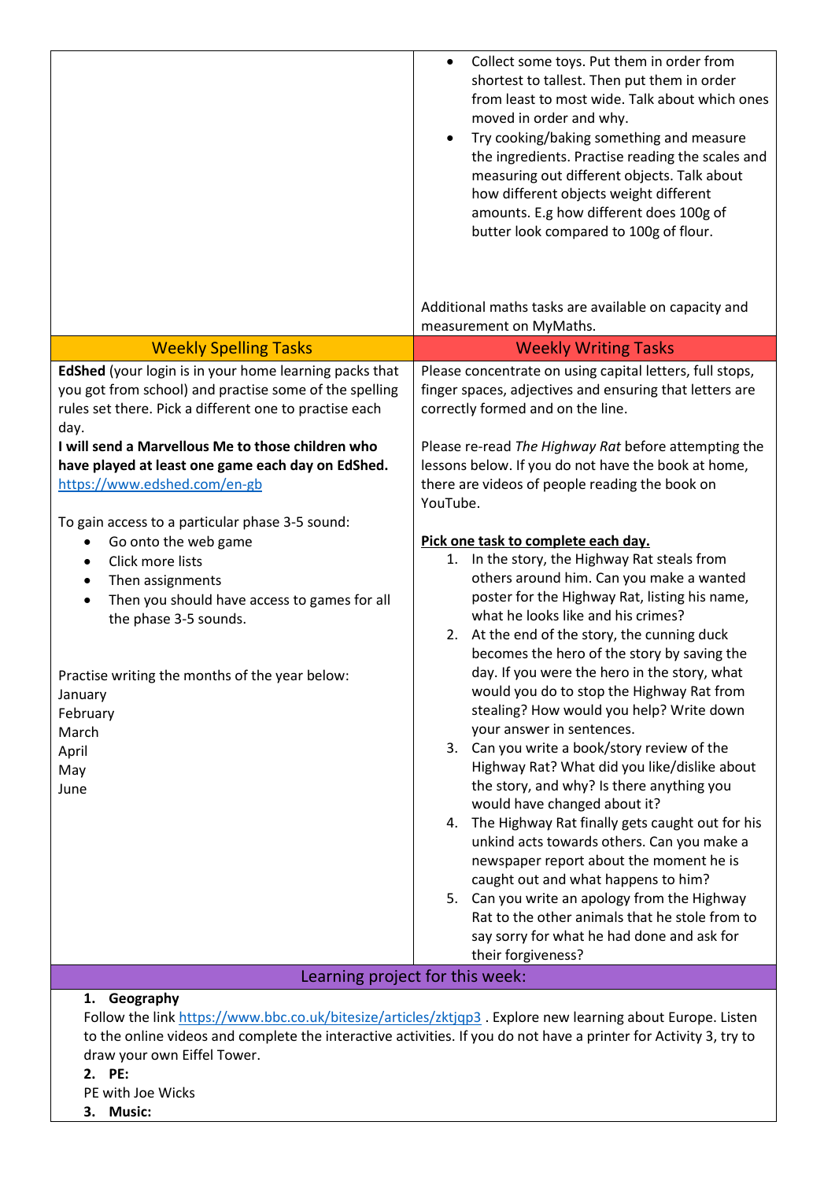- Collect some toys. Put them in order from shortest to tallest. Then put them in order from least to most wide. Talk about which ones moved in order and why.
- Try cooking/baking something and measure the ingredients. Practise reading the scales and measuring out different objects. Talk about how different objects weight different amounts. E.g how different does 100g of butter look compared to 100g of flour.

Additional maths tasks are available on capacity and measurement on MyMaths.

## Weekly Spelling Tasks

**EdShed** (your login is in your home learning packs that you got from school) and practise some of the spelling rules set there. Pick a different one to practise each day.

**I will send a Marvellous Me to those children who have played at least one game each day on EdShed.**
https://www.edshed.com/en-gb

To gain access to a particular phase 3-5 sound:

- Go onto the web game
- Click more lists
- Then assignments
- Then you should have access to games for all the phase 3-5 sounds.

Practise writing the months of the year below:
January
February
March
April
May
June

## Weekly Writing Tasks

Please concentrate on using capital letters, full stops, finger spaces, adjectives and ensuring that letters are correctly formed and on the line.

Please re-read *The Highway Rat* before attempting the lessons below. If you do not have the book at home, there are videos of people reading the book on YouTube.

**Pick one task to complete each day.**

1. In the story, the Highway Rat steals from others around him. Can you make a wanted poster for the Highway Rat, listing his name, what he looks like and his crimes?
2. At the end of the story, the cunning duck becomes the hero of the story by saving the day. If you were the hero in the story, what would you do to stop the Highway Rat from stealing? How would you help? Write down your answer in sentences.
3. Can you write a book/story review of the Highway Rat? What did you like/dislike about the story, and why? Is there anything you would have changed about it?
4. The Highway Rat finally gets caught out for his unkind acts towards others. Can you make a newspaper report about the moment he is caught out and what happens to him?
5. Can you write an apology from the Highway Rat to the other animals that he stole from to say sorry for what he had done and ask for their forgiveness?

## Learning project for this week:

1. **Geography**
   Follow the link https://www.bbc.co.uk/bitesize/articles/zktjqp3 . Explore new learning about Europe. Listen to the online videos and complete the interactive activities. If you do not have a printer for Activity 3, try to draw your own Eiffel Tower.
2. **PE:**
   PE with Joe Wicks
3. **Music:**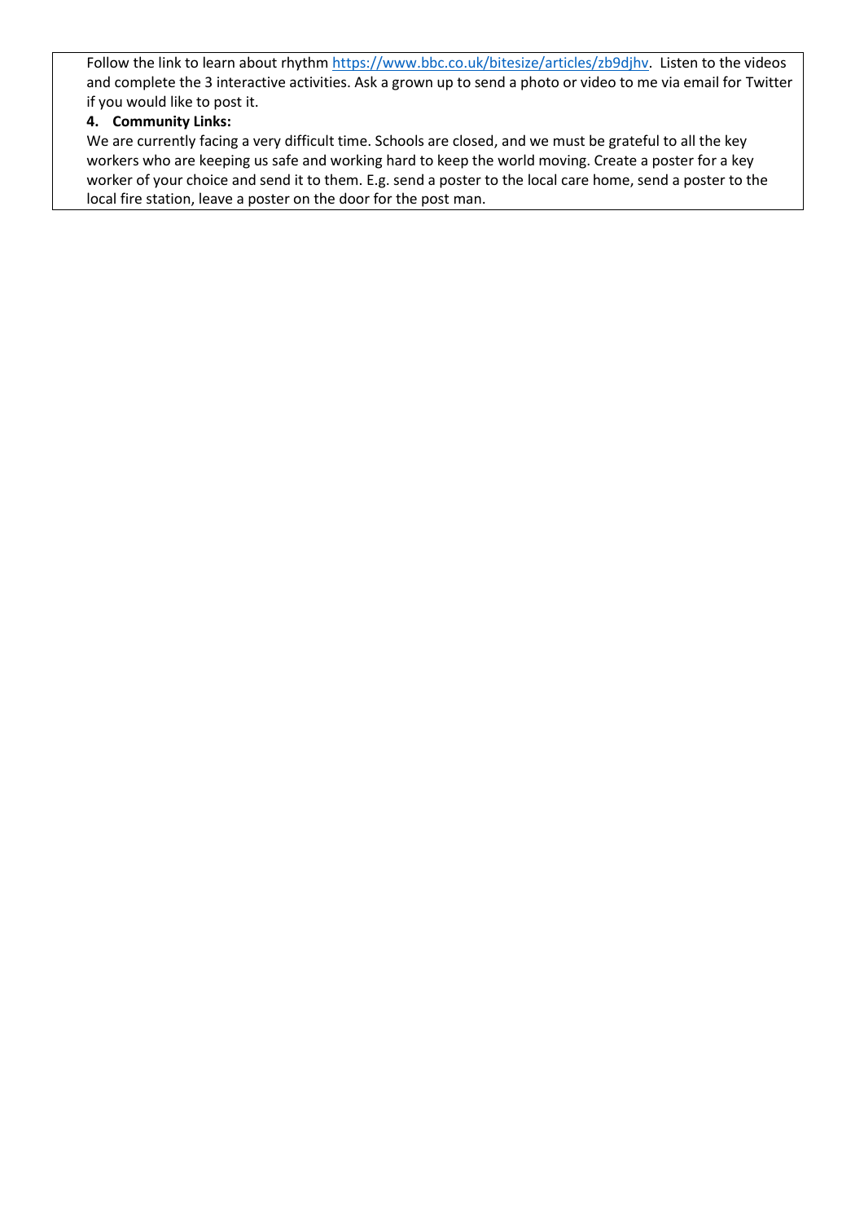Follow the link to learn about rhythm https://www.bbc.co.uk/bitesize/articles/zb9djhv. Listen to the videos and complete the 3 interactive activities. Ask a grown up to send a photo or video to me via email for Twitter if you would like to post it.

4. **Community Links:**

We are currently facing a very difficult time. Schools are closed, and we must be grateful to all the key workers who are keeping us safe and working hard to keep the world moving. Create a poster for a key worker of your choice and send it to them. E.g. send a poster to the local care home, send a poster to the local fire station, leave a poster on the door for the post man.